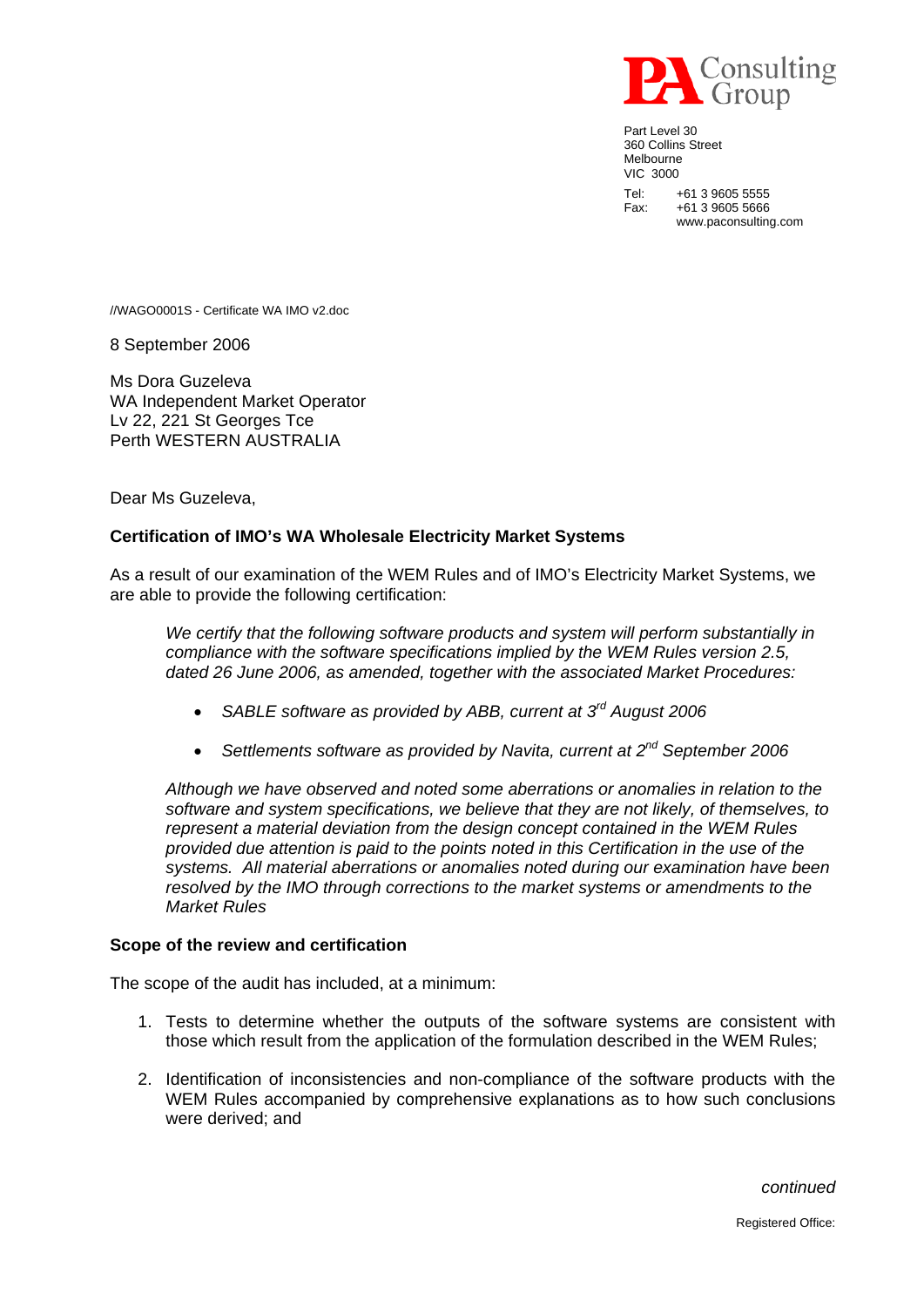PA Consulting Group

Part Level 30
360 Collins Street
Melbourne
VIC 3000

Tel: +61 3 9605 5555
Fax: +61 3 9605 5666
www.paconsulting.com

//WAGO0001S - Certificate WA IMO v2.doc

8 September 2006

Ms Dora Guzeleva
WA Independent Market Operator
Lv 22, 221 St Georges Tce
Perth WESTERN AUSTRALIA

Dear Ms Guzeleva,

**Certification of IMO's WA Wholesale Electricity Market Systems**

As a result of our examination of the WEM Rules and of IMO's Electricity Market Systems, we are able to provide the following certification:

> *We certify that the following software products and system will perform substantially in compliance with the software specifications implied by the WEM Rules version 2.5, dated 26 June 2006, as amended, together with the associated Market Procedures:*
>
> - *SABLE software as provided by ABB, current at 3rd August 2006*
> - *Settlements software as provided by Navita, current at 2nd September 2006*
>
> *Although we have observed and noted some aberrations or anomalies in relation to the software and system specifications, we believe that they are not likely, of themselves, to represent a material deviation from the design concept contained in the WEM Rules provided due attention is paid to the points noted in this Certification in the use of the systems. All material aberrations or anomalies noted during our examination have been resolved by the IMO through corrections to the market systems or amendments to the Market Rules*

**Scope of the review and certification**

The scope of the audit has included, at a minimum:

1. Tests to determine whether the outputs of the software systems are consistent with those which result from the application of the formulation described in the WEM Rules;
2. Identification of inconsistencies and non-compliance of the software products with the WEM Rules accompanied by comprehensive explanations as to how such conclusions were derived; and

*continued*

Registered Office: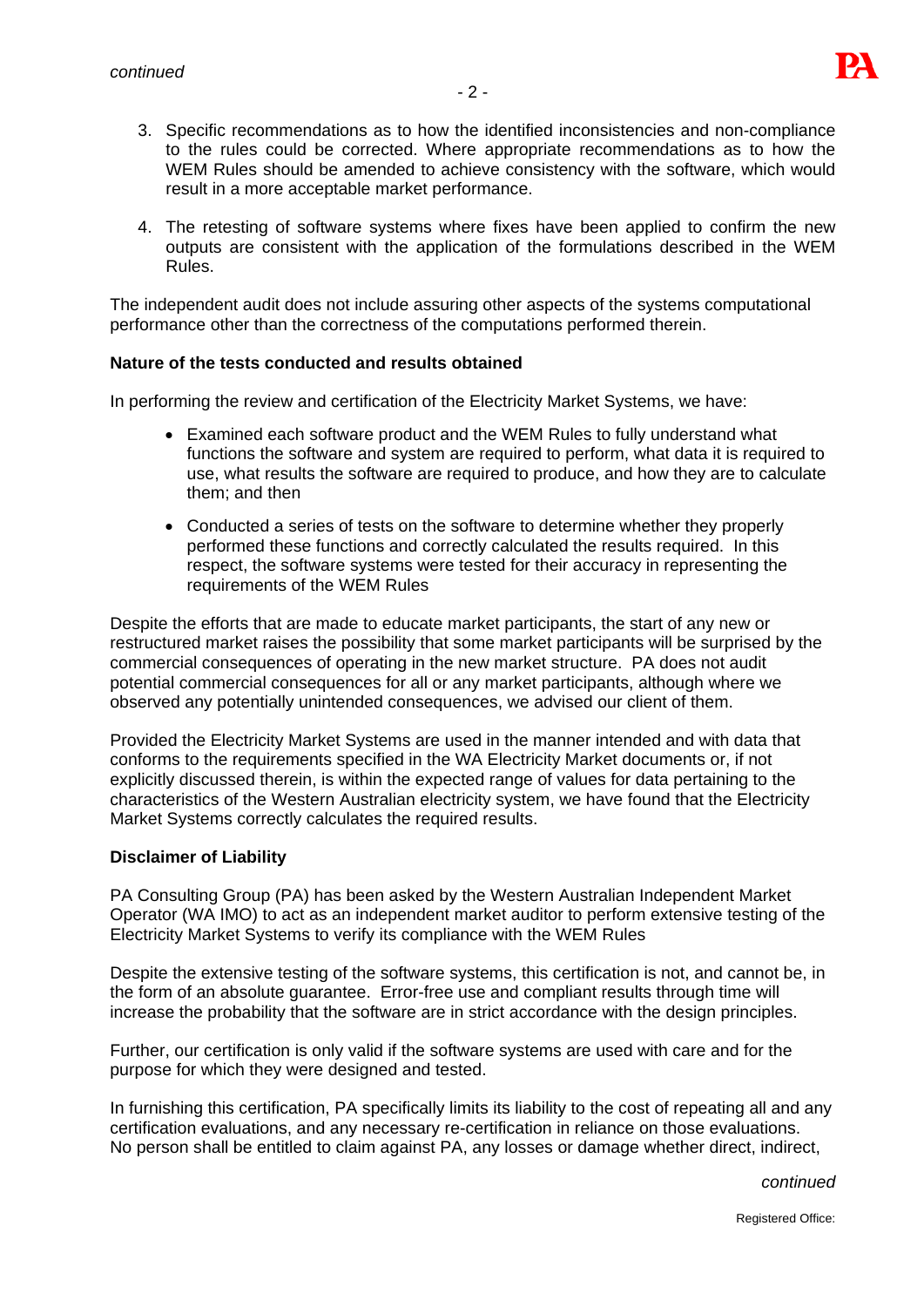3. Specific recommendations as to how the identified inconsistencies and non-compliance to the rules could be corrected. Where appropriate recommendations as to how the WEM Rules should be amended to achieve consistency with the software, which would result in a more acceptable market performance.

4. The retesting of software systems where fixes have been applied to confirm the new outputs are consistent with the application of the formulations described in the WEM Rules.

The independent audit does not include assuring other aspects of the systems computational performance other than the correctness of the computations performed therein.

**Nature of the tests conducted and results obtained**

In performing the review and certification of the Electricity Market Systems, we have:

- Examined each software product and the WEM Rules to fully understand what functions the software and system are required to perform, what data it is required to use, what results the software are required to produce, and how they are to calculate them; and then

- Conducted a series of tests on the software to determine whether they properly performed these functions and correctly calculated the results required. In this respect, the software systems were tested for their accuracy in representing the requirements of the WEM Rules

Despite the efforts that are made to educate market participants, the start of any new or restructured market raises the possibility that some market participants will be surprised by the commercial consequences of operating in the new market structure. PA does not audit potential commercial consequences for all or any market participants, although where we observed any potentially unintended consequences, we advised our client of them.

Provided the Electricity Market Systems are used in the manner intended and with data that conforms to the requirements specified in the WA Electricity Market documents or, if not explicitly discussed therein, is within the expected range of values for data pertaining to the characteristics of the Western Australian electricity system, we have found that the Electricity Market Systems correctly calculates the required results.

**Disclaimer of Liability**

PA Consulting Group (PA) has been asked by the Western Australian Independent Market Operator (WA IMO) to act as an independent market auditor to perform extensive testing of the Electricity Market Systems to verify its compliance with the WEM Rules

Despite the extensive testing of the software systems, this certification is not, and cannot be, in the form of an absolute guarantee. Error-free use and compliant results through time will increase the probability that the software are in strict accordance with the design principles.

Further, our certification is only valid if the software systems are used with care and for the purpose for which they were designed and tested.

In furnishing this certification, PA specifically limits its liability to the cost of repeating all and any certification evaluations, and any necessary re-certification in reliance on those evaluations. No person shall be entitled to claim against PA, any losses or damage whether direct, indirect,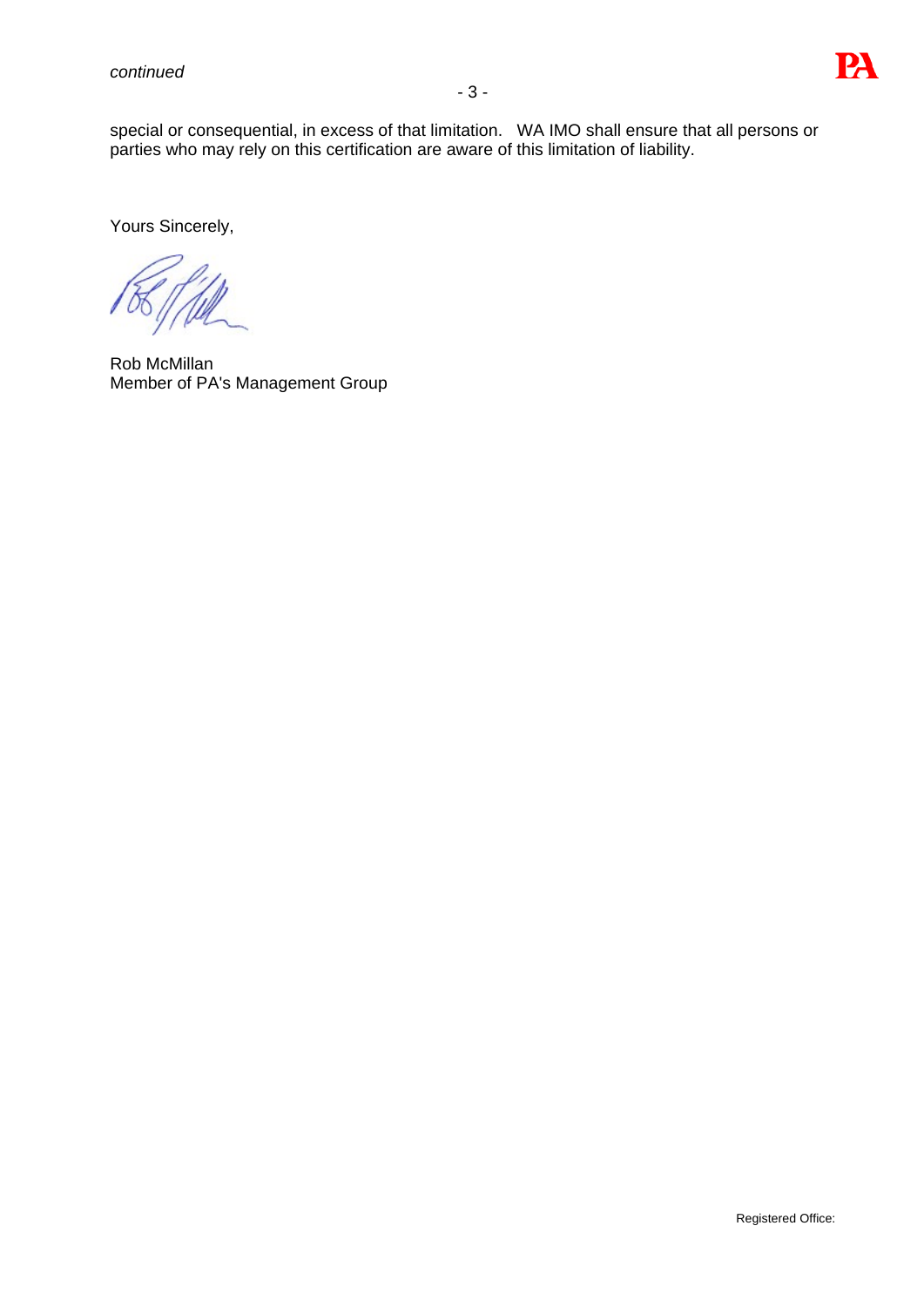special or consequential, in excess of that limitation. WA IMO shall ensure that all persons or parties who may rely on this certification are aware of this limitation of liability.

Yours Sincerely,

Rob McMillan
Member of PA's Management Group

Registered Office: